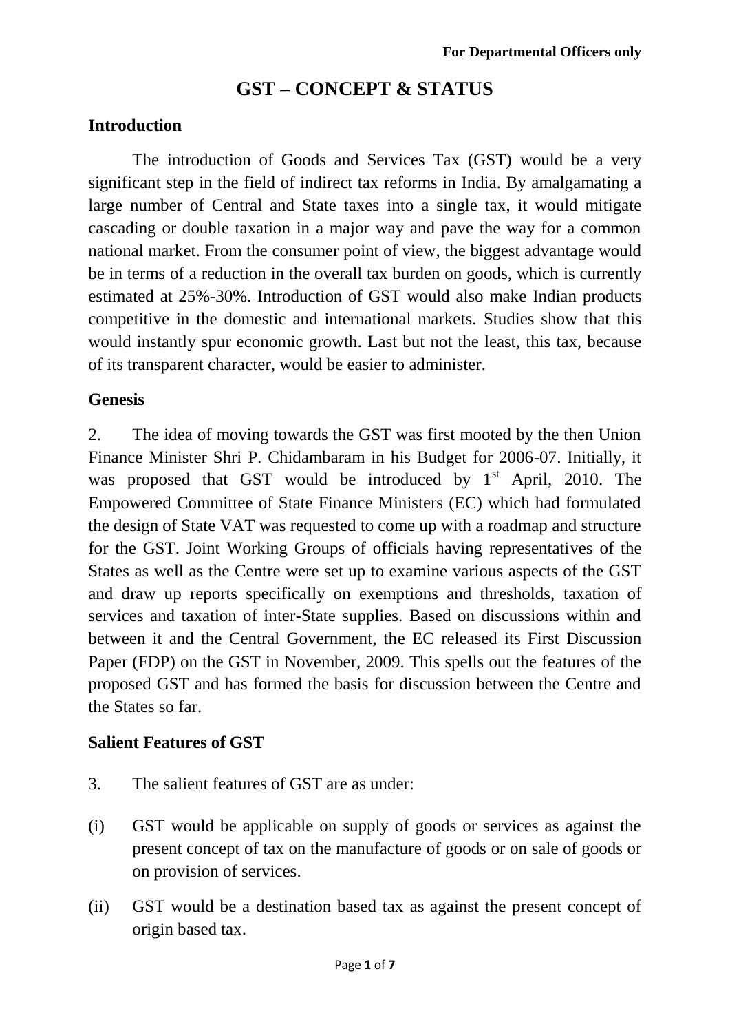For Departmental Officers only

# GST – CONCEPT & STATUS

## Introduction

The introduction of Goods and Services Tax (GST) would be a very significant step in the field of indirect tax reforms in India. By amalgamating a large number of Central and State taxes into a single tax, it would mitigate cascading or double taxation in a major way and pave the way for a common national market. From the consumer point of view, the biggest advantage would be in terms of a reduction in the overall tax burden on goods, which is currently estimated at 25%-30%. Introduction of GST would also make Indian products competitive in the domestic and international markets. Studies show that this would instantly spur economic growth. Last but not the least, this tax, because of its transparent character, would be easier to administer.

## Genesis

2. The idea of moving towards the GST was first mooted by the then Union Finance Minister Shri P. Chidambaram in his Budget for 2006-07. Initially, it was proposed that GST would be introduced by 1st April, 2010. The Empowered Committee of State Finance Ministers (EC) which had formulated the design of State VAT was requested to come up with a roadmap and structure for the GST. Joint Working Groups of officials having representatives of the States as well as the Centre were set up to examine various aspects of the GST and draw up reports specifically on exemptions and thresholds, taxation of services and taxation of inter-State supplies. Based on discussions within and between it and the Central Government, the EC released its First Discussion Paper (FDP) on the GST in November, 2009. This spells out the features of the proposed GST and has formed the basis for discussion between the Centre and the States so far.

## Salient Features of GST

3. The salient features of GST are as under:

(i) GST would be applicable on supply of goods or services as against the present concept of tax on the manufacture of goods or on sale of goods or on provision of services.

(ii) GST would be a destination based tax as against the present concept of origin based tax.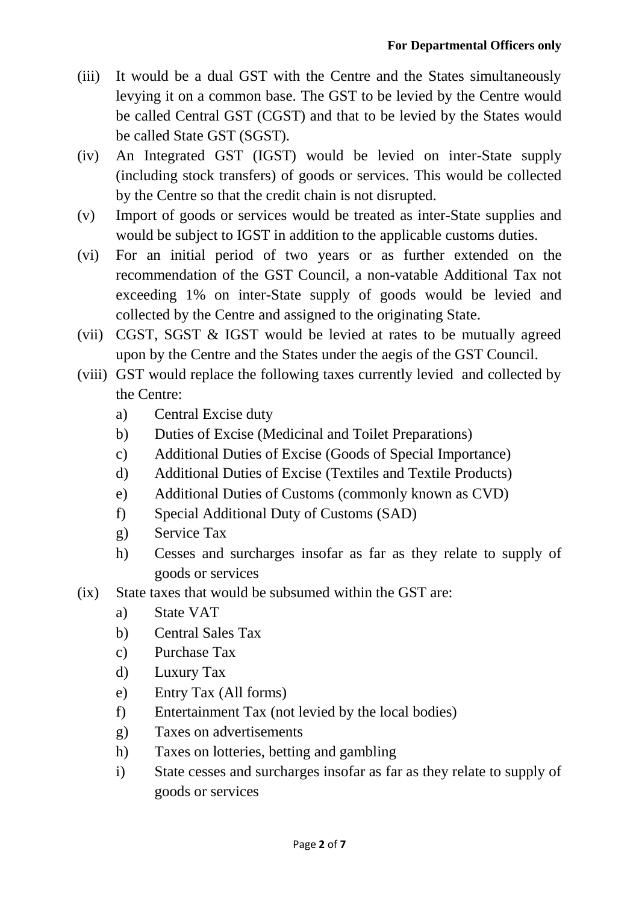(iii) It would be a dual GST with the Centre and the States simultaneously levying it on a common base. The GST to be levied by the Centre would be called Central GST (CGST) and that to be levied by the States would be called State GST (SGST).

(iv) An Integrated GST (IGST) would be levied on inter-State supply (including stock transfers) of goods or services. This would be collected by the Centre so that the credit chain is not disrupted.

(v) Import of goods or services would be treated as inter-State supplies and would be subject to IGST in addition to the applicable customs duties.

(vi) For an initial period of two years or as further extended on the recommendation of the GST Council, a non-vatable Additional Tax not exceeding 1% on inter-State supply of goods would be levied and collected by the Centre and assigned to the originating State.

(vii) CGST, SGST & IGST would be levied at rates to be mutually agreed upon by the Centre and the States under the aegis of the GST Council.

(viii) GST would replace the following taxes currently levied and collected by the Centre:

  a) Central Excise duty
  b) Duties of Excise (Medicinal and Toilet Preparations)
  c) Additional Duties of Excise (Goods of Special Importance)
  d) Additional Duties of Excise (Textiles and Textile Products)
  e) Additional Duties of Customs (commonly known as CVD)
  f) Special Additional Duty of Customs (SAD)
  g) Service Tax
  h) Cesses and surcharges insofar as far as they relate to supply of goods or services

(ix) State taxes that would be subsumed within the GST are:

  a) State VAT
  b) Central Sales Tax
  c) Purchase Tax
  d) Luxury Tax
  e) Entry Tax (All forms)
  f) Entertainment Tax (not levied by the local bodies)
  g) Taxes on advertisements
  h) Taxes on lotteries, betting and gambling
  i) State cesses and surcharges insofar as far as they relate to supply of goods or services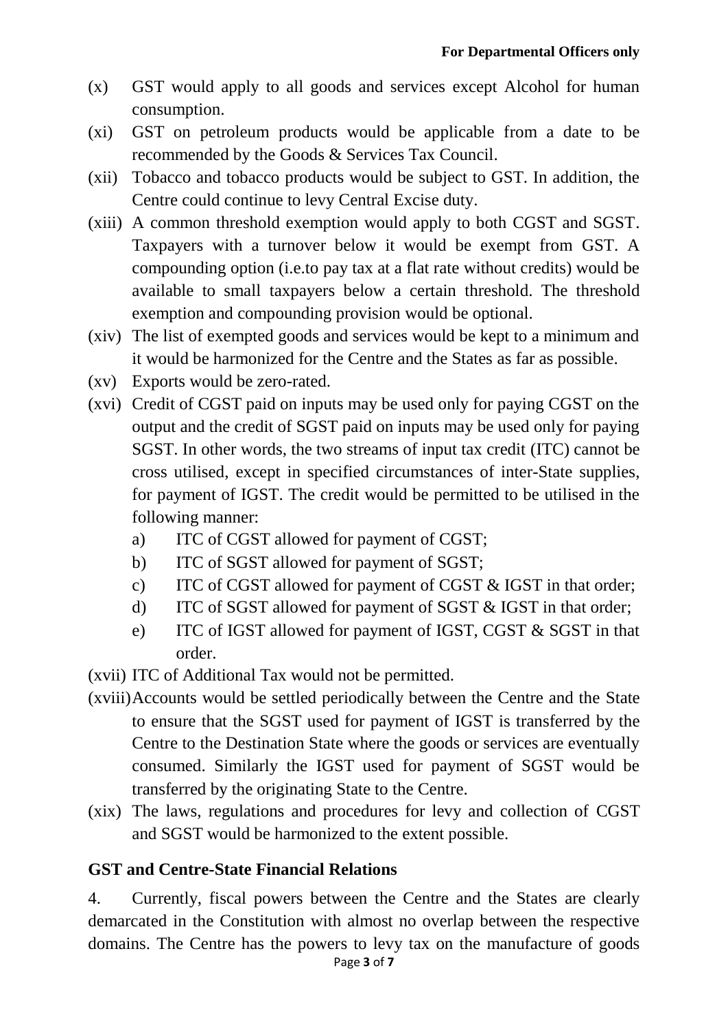(x) GST would apply to all goods and services except Alcohol for human consumption.

(xi) GST on petroleum products would be applicable from a date to be recommended by the Goods & Services Tax Council.

(xii) Tobacco and tobacco products would be subject to GST. In addition, the Centre could continue to levy Central Excise duty.

(xiii) A common threshold exemption would apply to both CGST and SGST. Taxpayers with a turnover below it would be exempt from GST. A compounding option (i.e.to pay tax at a flat rate without credits) would be available to small taxpayers below a certain threshold. The threshold exemption and compounding provision would be optional.

(xiv) The list of exempted goods and services would be kept to a minimum and it would be harmonized for the Centre and the States as far as possible.

(xv) Exports would be zero-rated.

(xvi) Credit of CGST paid on inputs may be used only for paying CGST on the output and the credit of SGST paid on inputs may be used only for paying SGST. In other words, the two streams of input tax credit (ITC) cannot be cross utilised, except in specified circumstances of inter-State supplies, for payment of IGST. The credit would be permitted to be utilised in the following manner:

   a) ITC of CGST allowed for payment of CGST;
   b) ITC of SGST allowed for payment of SGST;
   c) ITC of CGST allowed for payment of CGST & IGST in that order;
   d) ITC of SGST allowed for payment of SGST & IGST in that order;
   e) ITC of IGST allowed for payment of IGST, CGST & SGST in that order.

(xvii) ITC of Additional Tax would not be permitted.

(xviii) Accounts would be settled periodically between the Centre and the State to ensure that the SGST used for payment of IGST is transferred by the Centre to the Destination State where the goods or services are eventually consumed. Similarly the IGST used for payment of SGST would be transferred by the originating State to the Centre.

(xix) The laws, regulations and procedures for levy and collection of CGST and SGST would be harmonized to the extent possible.

## GST and Centre-State Financial Relations

4. Currently, fiscal powers between the Centre and the States are clearly demarcated in the Constitution with almost no overlap between the respective domains. The Centre has the powers to levy tax on the manufacture of goods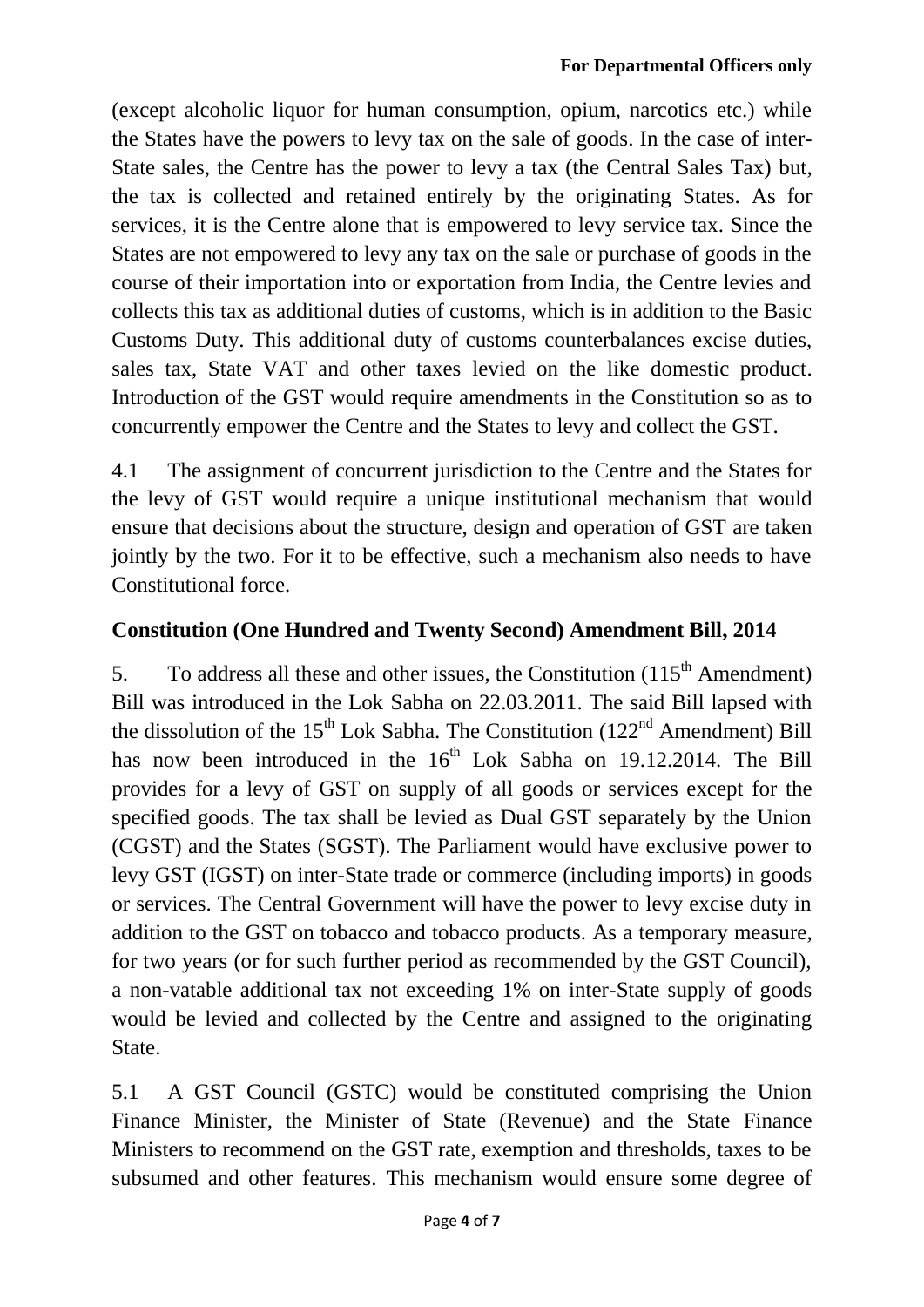(except alcoholic liquor for human consumption, opium, narcotics etc.) while the States have the powers to levy tax on the sale of goods. In the case of inter-State sales, the Centre has the power to levy a tax (the Central Sales Tax) but, the tax is collected and retained entirely by the originating States. As for services, it is the Centre alone that is empowered to levy service tax. Since the States are not empowered to levy any tax on the sale or purchase of goods in the course of their importation into or exportation from India, the Centre levies and collects this tax as additional duties of customs, which is in addition to the Basic Customs Duty. This additional duty of customs counterbalances excise duties, sales tax, State VAT and other taxes levied on the like domestic product. Introduction of the GST would require amendments in the Constitution so as to concurrently empower the Centre and the States to levy and collect the GST.

4.1 The assignment of concurrent jurisdiction to the Centre and the States for the levy of GST would require a unique institutional mechanism that would ensure that decisions about the structure, design and operation of GST are taken jointly by the two. For it to be effective, such a mechanism also needs to have Constitutional force.

## Constitution (One Hundred and Twenty Second) Amendment Bill, 2014

5. To address all these and other issues, the Constitution (115th Amendment) Bill was introduced in the Lok Sabha on 22.03.2011. The said Bill lapsed with the dissolution of the 15th Lok Sabha. The Constitution (122nd Amendment) Bill has now been introduced in the 16th Lok Sabha on 19.12.2014. The Bill provides for a levy of GST on supply of all goods or services except for the specified goods. The tax shall be levied as Dual GST separately by the Union (CGST) and the States (SGST). The Parliament would have exclusive power to levy GST (IGST) on inter-State trade or commerce (including imports) in goods or services. The Central Government will have the power to levy excise duty in addition to the GST on tobacco and tobacco products. As a temporary measure, for two years (or for such further period as recommended by the GST Council), a non-vatable additional tax not exceeding 1% on inter-State supply of goods would be levied and collected by the Centre and assigned to the originating State.

5.1 A GST Council (GSTC) would be constituted comprising the Union Finance Minister, the Minister of State (Revenue) and the State Finance Ministers to recommend on the GST rate, exemption and thresholds, taxes to be subsumed and other features. This mechanism would ensure some degree of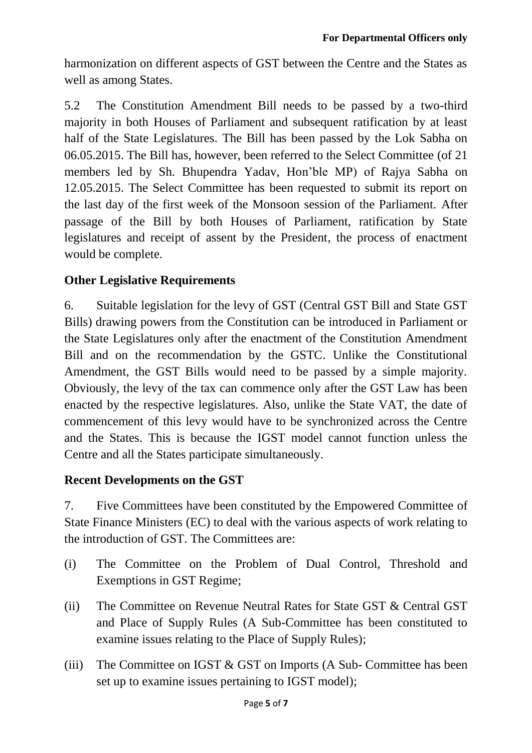harmonization on different aspects of GST between the Centre and the States as well as among States.

5.2 The Constitution Amendment Bill needs to be passed by a two-third majority in both Houses of Parliament and subsequent ratification by at least half of the State Legislatures. The Bill has been passed by the Lok Sabha on 06.05.2015. The Bill has, however, been referred to the Select Committee (of 21 members led by Sh. Bhupendra Yadav, Hon'ble MP) of Rajya Sabha on 12.05.2015. The Select Committee has been requested to submit its report on the last day of the first week of the Monsoon session of the Parliament. After passage of the Bill by both Houses of Parliament, ratification by State legislatures and receipt of assent by the President, the process of enactment would be complete.

### Other Legislative Requirements

6. Suitable legislation for the levy of GST (Central GST Bill and State GST Bills) drawing powers from the Constitution can be introduced in Parliament or the State Legislatures only after the enactment of the Constitution Amendment Bill and on the recommendation by the GSTC. Unlike the Constitutional Amendment, the GST Bills would need to be passed by a simple majority. Obviously, the levy of the tax can commence only after the GST Law has been enacted by the respective legislatures. Also, unlike the State VAT, the date of commencement of this levy would have to be synchronized across the Centre and the States. This is because the IGST model cannot function unless the Centre and all the States participate simultaneously.

### Recent Developments on the GST

7. Five Committees have been constituted by the Empowered Committee of State Finance Ministers (EC) to deal with the various aspects of work relating to the introduction of GST. The Committees are:

(i) The Committee on the Problem of Dual Control, Threshold and Exemptions in GST Regime;

(ii) The Committee on Revenue Neutral Rates for State GST & Central GST and Place of Supply Rules (A Sub-Committee has been constituted to examine issues relating to the Place of Supply Rules);

(iii) The Committee on IGST & GST on Imports (A Sub- Committee has been set up to examine issues pertaining to IGST model);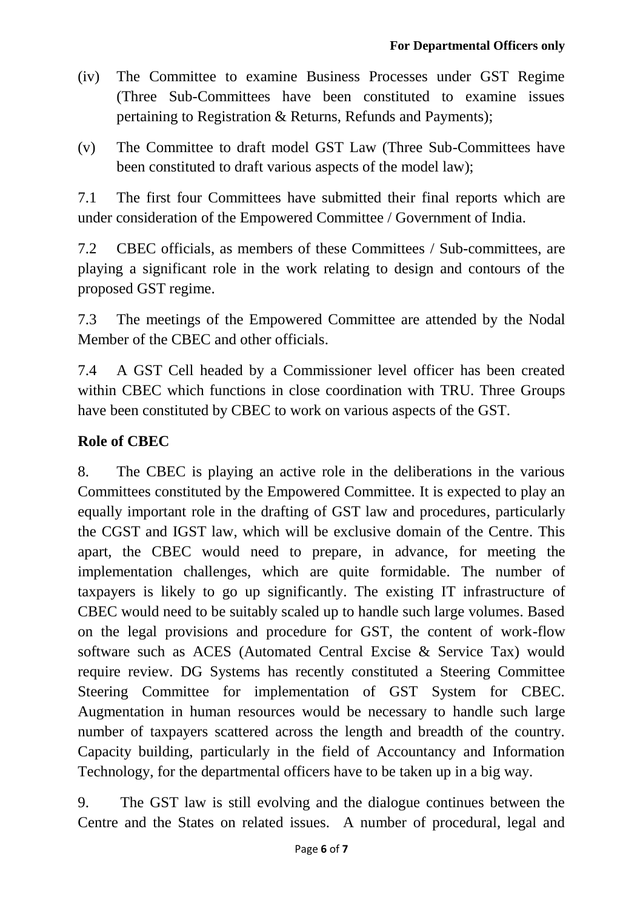(iv) The Committee to examine Business Processes under GST Regime (Three Sub-Committees have been constituted to examine issues pertaining to Registration & Returns, Refunds and Payments);

(v) The Committee to draft model GST Law (Three Sub-Committees have been constituted to draft various aspects of the model law);

7.1 The first four Committees have submitted their final reports which are under consideration of the Empowered Committee / Government of India.

7.2 CBEC officials, as members of these Committees / Sub-committees, are playing a significant role in the work relating to design and contours of the proposed GST regime.

7.3 The meetings of the Empowered Committee are attended by the Nodal Member of the CBEC and other officials.

7.4 A GST Cell headed by a Commissioner level officer has been created within CBEC which functions in close coordination with TRU. Three Groups have been constituted by CBEC to work on various aspects of the GST.

**Role of CBEC**

8. The CBEC is playing an active role in the deliberations in the various Committees constituted by the Empowered Committee. It is expected to play an equally important role in the drafting of GST law and procedures, particularly the CGST and IGST law, which will be exclusive domain of the Centre. This apart, the CBEC would need to prepare, in advance, for meeting the implementation challenges, which are quite formidable. The number of taxpayers is likely to go up significantly. The existing IT infrastructure of CBEC would need to be suitably scaled up to handle such large volumes. Based on the legal provisions and procedure for GST, the content of work-flow software such as ACES (Automated Central Excise & Service Tax) would require review. DG Systems has recently constituted a Steering Committee Steering Committee for implementation of GST System for CBEC. Augmentation in human resources would be necessary to handle such large number of taxpayers scattered across the length and breadth of the country. Capacity building, particularly in the field of Accountancy and Information Technology, for the departmental officers have to be taken up in a big way.

9. The GST law is still evolving and the dialogue continues between the Centre and the States on related issues. A number of procedural, legal and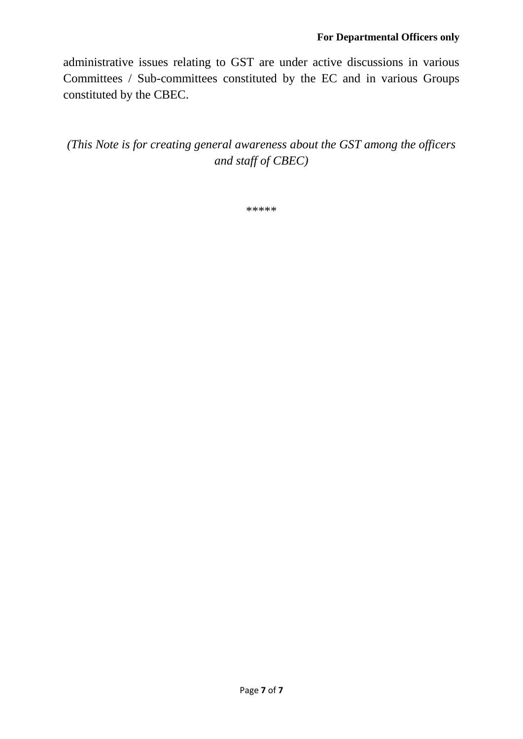administrative issues relating to GST are under active discussions in various Committees / Sub-committees constituted by the EC and in various Groups constituted by the CBEC.

*(This Note is for creating general awareness about the GST among the officers and staff of CBEC)*

*****